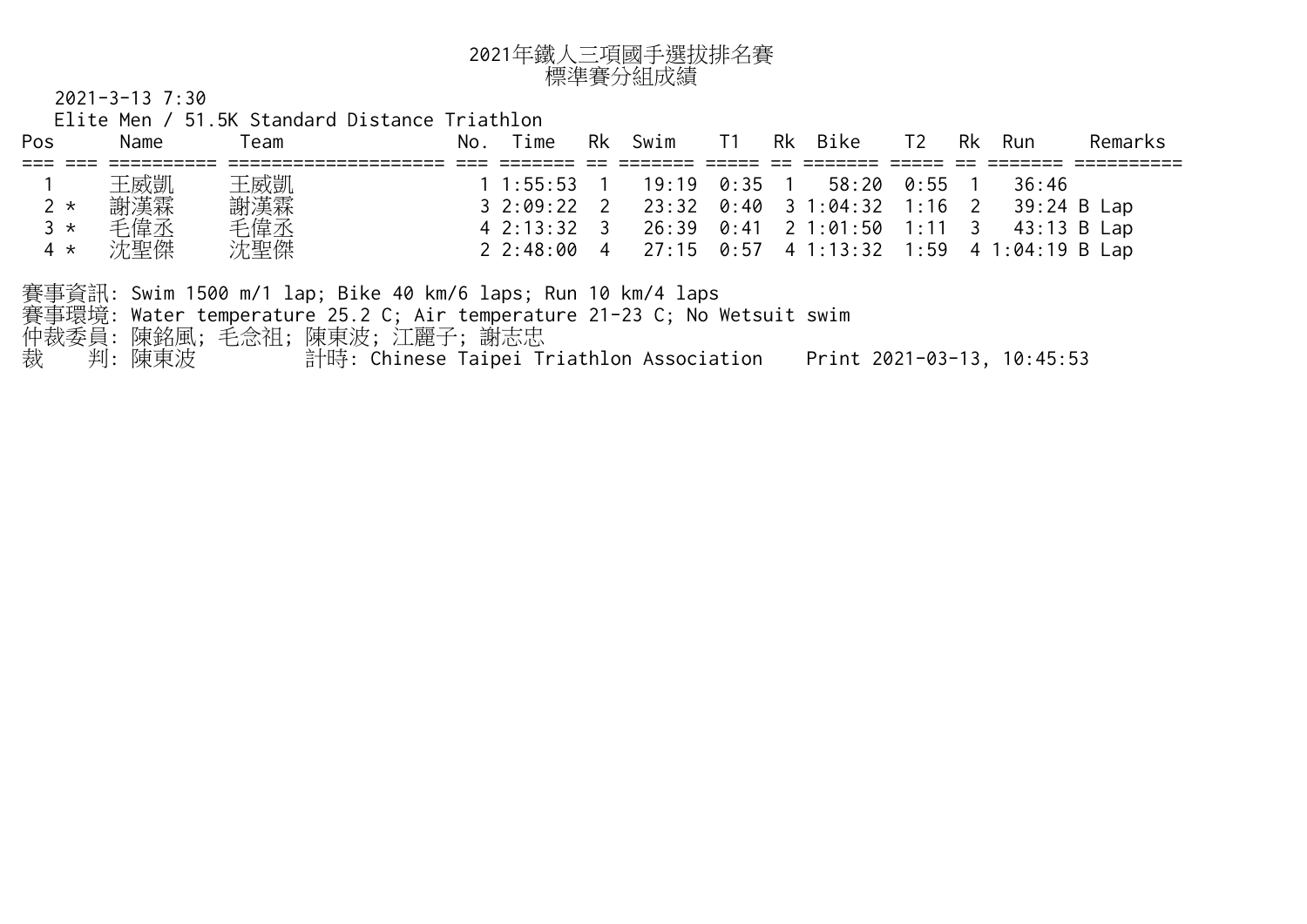# 2021年鐵人三項國手選拔排名賽
## 標準賽分組成績

2021-3-13 7:30

Elite Men / 51.5K Standard Distance Triathlon

| Pos | | Name | Team | No. | Time | Rk | Swim | T1 | Rk | Bike | T2 | Rk | Run | Remarks |
|---|---|---|---|---|---|---|---|---|---|---|---|---|---|---|
| 1 | | 王威凱 | 王威凱 | 1 | 1:55:53 | 1 | 19:19 | 0:35 | 1 | 58:20 | 0:55 | 1 | 36:46 | |
| 2 | * | 謝漢霖 | 謝漢霖 | 3 | 2:09:22 | 2 | 23:32 | 0:40 | 3 | 1:04:32 | 1:16 | 2 | 39:24 | B Lap |
| 3 | * | 毛偉丞 | 毛偉丞 | 4 | 2:13:32 | 3 | 26:39 | 0:41 | 2 | 1:01:50 | 1:11 | 3 | 43:13 | B Lap |
| 4 | * | 沈聖傑 | 沈聖傑 | 2 | 2:48:00 | 4 | 27:15 | 0:57 | 4 | 1:13:32 | 1:59 | 4 | 1:04:19 | B Lap |

賽事資訊: Swim 1500 m/1 lap; Bike 40 km/6 laps; Run 10 km/4 laps

賽事環境: Water temperature 25.2 C; Air temperature 21-23 C; No Wetsuit swim

仲裁委員: 陳銘風; 毛念祖; 陳東波; 江麗子; 謝志忠

裁　判: 陳東波　　計時: Chinese Taipei Triathlon Association　　Print 2021-03-13, 10:45:53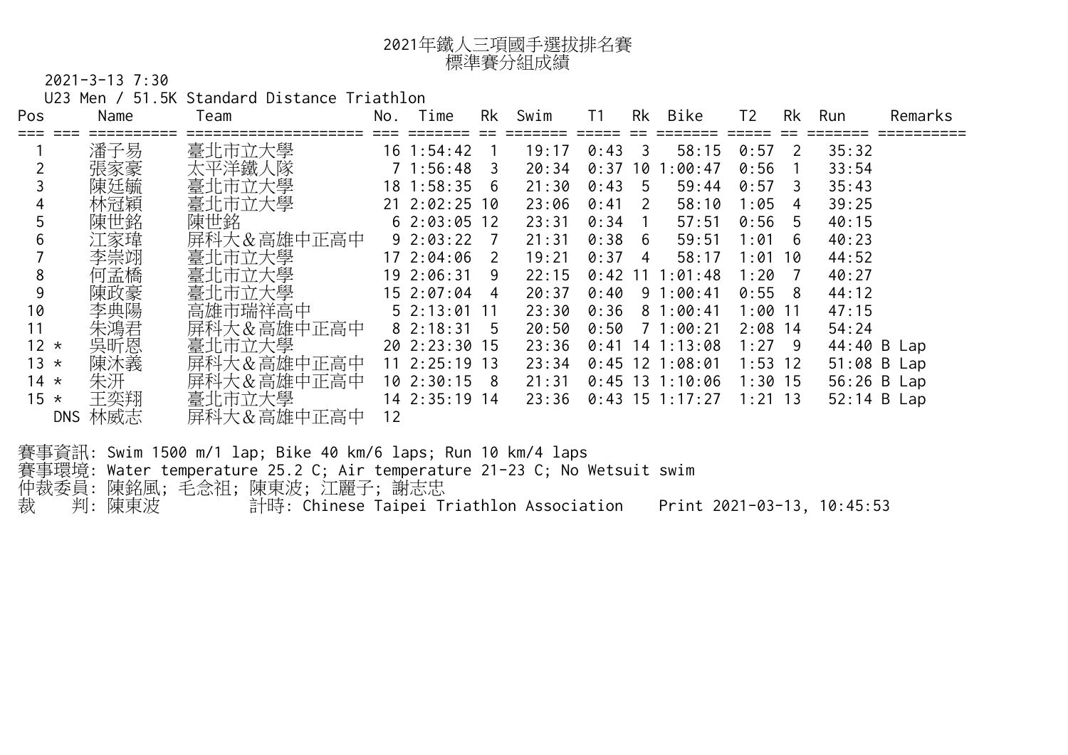# 2021年鐵人三項國手選拔排名賽
## 標準賽分組成績

2021-3-13 7:30

U23 Men / 51.5K Standard Distance Triathlon

| Pos | | Name | Team | No. | Time | Rk | Swim | T1 | Rk | Bike | T2 | Rk | Run | Remarks |
|---|---|---|---|---|---|---|---|---|---|---|---|---|---|---|
| 1 | | 潘子易 | 臺北市立大學 | 16 | 1:54:42 | 1 | 19:17 | 0:43 | 3 | 58:15 | 0:57 | 2 | 35:32 | |
| 2 | | 張家豪 | 太平洋鐵人隊 | 7 | 1:56:48 | 3 | 20:34 | 0:37 | 10 | 1:00:47 | 0:56 | 1 | 33:54 | |
| 3 | | 陳廷毓 | 臺北市立大學 | 18 | 1:58:35 | 6 | 21:30 | 0:43 | 5 | 59:44 | 0:57 | 3 | 35:43 | |
| 4 | | 林冠穎 | 臺北市立大學 | 21 | 2:02:25 | 10 | 23:06 | 0:41 | 2 | 58:10 | 1:05 | 4 | 39:25 | |
| 5 | | 陳世銘 | 陳世銘 | 6 | 2:03:05 | 12 | 23:31 | 0:34 | 1 | 57:51 | 0:56 | 5 | 40:15 | |
| 6 | | 江家瑋 | 屏科大＆高雄中正高中 | 9 | 2:03:22 | 7 | 21:31 | 0:38 | 6 | 59:51 | 1:01 | 6 | 40:23 | |
| 7 | | 李崇翊 | 臺北市立大學 | 17 | 2:04:06 | 2 | 19:21 | 0:37 | 4 | 58:17 | 1:01 | 10 | 44:52 | |
| 8 | | 何孟橋 | 臺北市立大學 | 19 | 2:06:31 | 9 | 22:15 | 0:42 | 11 | 1:01:48 | 1:20 | 7 | 40:27 | |
| 9 | | 陳政豪 | 臺北市立大學 | 15 | 2:07:04 | 4 | 20:37 | 0:40 | 9 | 1:00:41 | 0:55 | 8 | 44:12 | |
| 10 | | 李典陽 | 高雄市瑞祥高中 | 5 | 2:13:01 | 11 | 23:30 | 0:36 | 8 | 1:00:41 | 1:00 | 11 | 47:15 | |
| 11 | | 朱鴻君 | 屏科大＆高雄中正高中 | 8 | 2:18:31 | 5 | 20:50 | 0:50 | 7 | 1:00:21 | 2:08 | 14 | 54:24 | |
| 12 | * | 吳昕恩 | 臺北市立大學 | 20 | 2:23:30 | 15 | 23:36 | 0:41 | 14 | 1:13:08 | 1:27 | 9 | 44:40 | B Lap |
| 13 | * | 陳沐義 | 屏科大＆高雄中正高中 | 11 | 2:25:19 | 13 | 23:34 | 0:45 | 12 | 1:08:01 | 1:53 | 12 | 51:08 | B Lap |
| 14 | * | 朱汧 | 屏科大＆高雄中正高中 | 10 | 2:30:15 | 8 | 21:31 | 0:45 | 13 | 1:10:06 | 1:30 | 15 | 56:26 | B Lap |
| 15 | * | 王奕翔 | 臺北市立大學 | 14 | 2:35:19 | 14 | 23:36 | 0:43 | 15 | 1:17:27 | 1:21 | 13 | 52:14 | B Lap |
| | DNS | 林威志 | 屏科大＆高雄中正高中 | 12 | | | | | | | | | | |

賽事資訊: Swim 1500 m/1 lap; Bike 40 km/6 laps; Run 10 km/4 laps

賽事環境: Water temperature 25.2 C; Air temperature 21-23 C; No Wetsuit swim

仲裁委員: 陳銘風; 毛念祖; 陳東波; 江麗子; 謝志忠

裁　判: 陳東波　　計時: Chinese Taipei Triathlon Association　　Print 2021-03-13, 10:45:53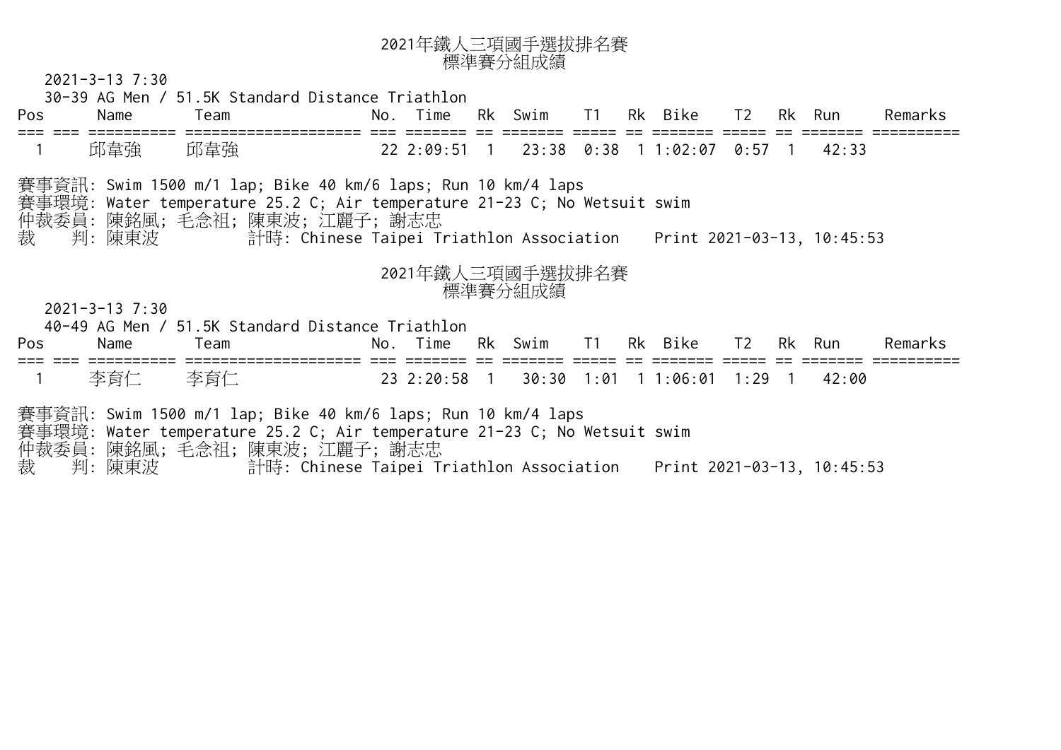## 2021年鐵人三項國手選拔排名賽
### 標準賽分組成績

2021-3-13 7:30

30-39 AG Men / 51.5K Standard Distance Triathlon

| Pos | | Name | Team | No. | Time | Rk | Swim | T1 | Rk | Bike | T2 | Rk | Run | Remarks |
|---|---|---|---|---|---|---|---|---|---|---|---|---|---|---|
| 1 | | 邱韋強 | 邱韋強 | 22 | 2:09:51 | 1 | 23:38 | 0:38 | 1 | 1:02:07 | 0:57 | 1 | 42:33 | |

賽事資訊: Swim 1500 m/1 lap; Bike 40 km/6 laps; Run 10 km/4 laps
賽事環境: Water temperature 25.2 C; Air temperature 21-23 C; No Wetsuit swim
仲裁委員: 陳銘風; 毛念祖; 陳東波; 江麗子; 謝志忠
裁　判: 陳東波　　計時: Chinese Taipei Triathlon Association　Print 2021-03-13, 10:45:53

## 2021年鐵人三項國手選拔排名賽
### 標準賽分組成績

2021-3-13 7:30

40-49 AG Men / 51.5K Standard Distance Triathlon

| Pos | | Name | Team | No. | Time | Rk | Swim | T1 | Rk | Bike | T2 | Rk | Run | Remarks |
|---|---|---|---|---|---|---|---|---|---|---|---|---|---|---|
| 1 | | 李育仁 | 李育仁 | 23 | 2:20:58 | 1 | 30:30 | 1:01 | 1 | 1:06:01 | 1:29 | 1 | 42:00 | |

賽事資訊: Swim 1500 m/1 lap; Bike 40 km/6 laps; Run 10 km/4 laps
賽事環境: Water temperature 25.2 C; Air temperature 21-23 C; No Wetsuit swim
仲裁委員: 陳銘風; 毛念祖; 陳東波; 江麗子; 謝志忠
裁　判: 陳東波　　計時: Chinese Taipei Triathlon Association　Print 2021-03-13, 10:45:53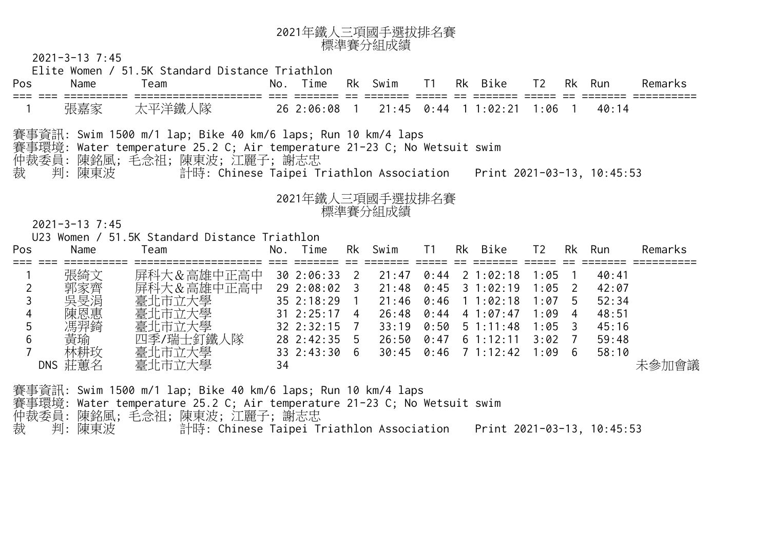# 2021年鐵人三項國手選拔排名賽
## 標準賽分組成績

2021-3-13 7:45

Elite Women / 51.5K Standard Distance Triathlon

| Pos | | Name | Team | No. | Time | Rk | Swim | T1 | Rk | Bike | T2 | Rk | Run | Remarks |
|---|---|---|---|---|---|---|---|---|---|---|---|---|---|---|
| 1 | | 張嘉家 | 太平洋鐵人隊 | 26 | 2:06:08 | 1 | 21:45 | 0:44 | 1 | 1:02:21 | 1:06 | 1 | 40:14 | |

賽事資訊: Swim 1500 m/1 lap; Bike 40 km/6 laps; Run 10 km/4 laps
賽事環境: Water temperature 25.2 C; Air temperature 21-23 C; No Wetsuit swim
仲裁委員: 陳銘風; 毛念祖; 陳東波; 江麗子; 謝志忠
裁　判: 陳東波　　計時: Chinese Taipei Triathlon Association　　Print 2021-03-13, 10:45:53

# 2021年鐵人三項國手選拔排名賽
## 標準賽分組成績

2021-3-13 7:45

U23 Women / 51.5K Standard Distance Triathlon

| Pos | | Name | Team | No. | Time | Rk | Swim | T1 | Rk | Bike | T2 | Rk | Run | Remarks |
|---|---|---|---|---|---|---|---|---|---|---|---|---|---|---|
| 1 | | 張綺文 | 屏科大＆高雄中正高中 | 30 | 2:06:33 | 2 | 21:47 | 0:44 | 2 | 1:02:18 | 1:05 | 1 | 40:41 | |
| 2 | | 郭家齊 | 屏科大＆高雄中正高中 | 29 | 2:08:02 | 3 | 21:48 | 0:45 | 3 | 1:02:19 | 1:05 | 2 | 42:07 | |
| 3 | | 吳旻涓 | 臺北市立大學 | 35 | 2:18:29 | 1 | 21:46 | 0:46 | 1 | 1:02:18 | 1:07 | 5 | 52:34 | |
| 4 | | 陳恩惠 | 臺北市立大學 | 31 | 2:25:17 | 4 | 26:48 | 0:44 | 4 | 1:07:47 | 1:09 | 4 | 48:51 | |
| 5 | | 馮羿錡 | 臺北市立大學 | 32 | 2:32:15 | 7 | 33:19 | 0:50 | 5 | 1:11:48 | 1:05 | 3 | 45:16 | |
| 6 | | 黃瑜 | 四季/瑞士釘鐵人隊 | 28 | 2:42:35 | 5 | 26:50 | 0:47 | 6 | 1:12:11 | 3:02 | 7 | 59:48 | |
| 7 | | 林耕玟 | 臺北市立大學 | 33 | 2:43:30 | 6 | 30:45 | 0:46 | 7 | 1:12:42 | 1:09 | 6 | 58:10 | |
| | DNS | 莊蕙名 | 臺北市立大學 | 34 | | | | | | | | | | 未參加會議 |

賽事資訊: Swim 1500 m/1 lap; Bike 40 km/6 laps; Run 10 km/4 laps
賽事環境: Water temperature 25.2 C; Air temperature 21-23 C; No Wetsuit swim
仲裁委員: 陳銘風; 毛念祖; 陳東波; 江麗子; 謝志忠
裁　判: 陳東波　　計時: Chinese Taipei Triathlon Association　　Print 2021-03-13, 10:45:53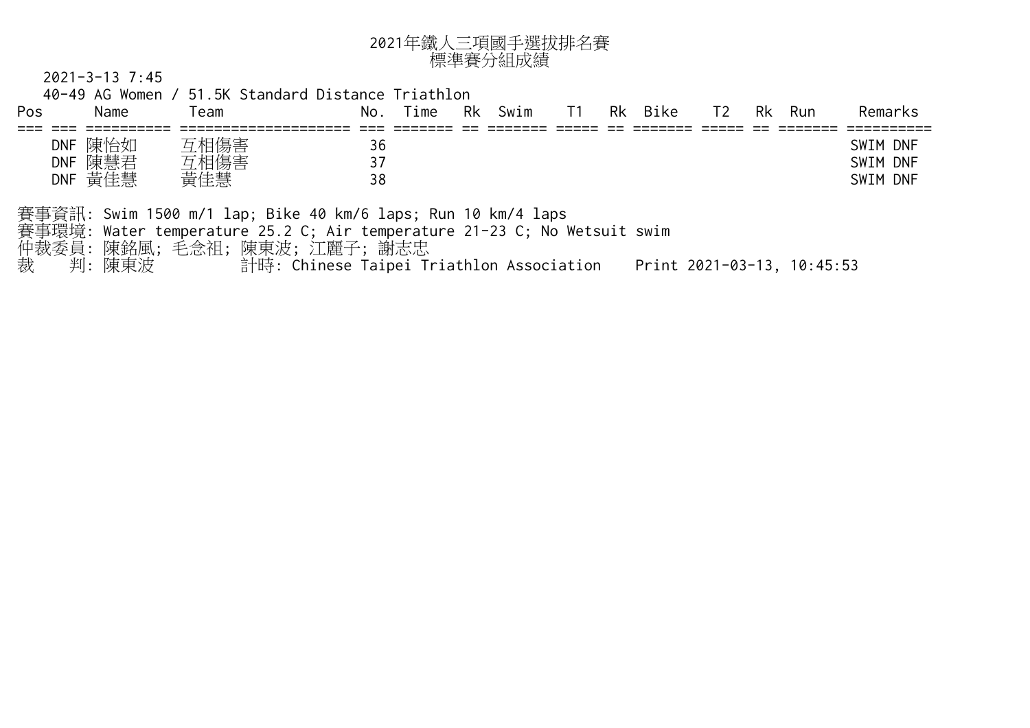# 2021年鐵人三項國手選拔排名賽
## 標準賽分組成績

2021-3-13 7:45

40-49 AG Women / 51.5K Standard Distance Triathlon

| Pos | | Name | Team | No. | Time | Rk | Swim | T1 | Rk | Bike | T2 | Rk | Run | Remarks |
|---|---|---|---|---|---|---|---|---|---|---|---|---|---|---|
| | DNF | 陳怡如 | 互相傷害 | 36 | | | | | | | | | | SWIM DNF |
| | DNF | 陳慧君 | 互相傷害 | 37 | | | | | | | | | | SWIM DNF |
| | DNF | 黃佳慧 | 黃佳慧 | 38 | | | | | | | | | | SWIM DNF |

賽事資訊: Swim 1500 m/1 lap; Bike 40 km/6 laps; Run 10 km/4 laps
賽事環境: Water temperature 25.2 C; Air temperature 21-23 C; No Wetsuit swim
仲裁委員: 陳銘風; 毛念祖; 陳東波; 江麗子; 謝志忠
裁　　判: 陳東波　　　計時: Chinese Taipei Triathlon Association　　Print 2021-03-13, 10:45:53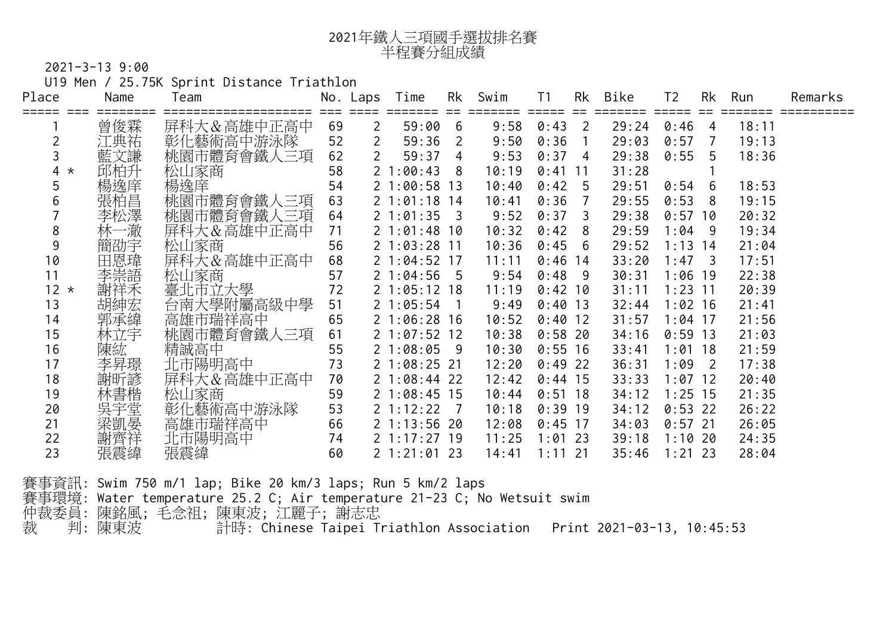# 2021年鐵人三項國手選拔排名賽
## 半程賽分組成績

2021-3-13 9:00

U19 Men / 25.75K Sprint Distance Triathlon

| Place | | Name | Team | No. | Laps | Time | Rk | Swim | T1 | Rk | Bike | T2 | Rk | Run | Remarks |
|---|---|---|---|---|---|---|---|---|---|---|---|---|---|---|---|
| 1 | | 曾俊霖 | 屏科大&高雄中正高中 | 69 | 2 | 59:00 | 6 | 9:58 | 0:43 | 2 | 29:24 | 0:46 | 4 | 18:11 | |
| 2 | | 江典祐 | 彰化藝術高中游泳隊 | 52 | 2 | 59:36 | 2 | 9:50 | 0:36 | 1 | 29:03 | 0:57 | 7 | 19:13 | |
| 3 | | 藍文謙 | 桃園市體育會鐵人三項 | 62 | 2 | 59:37 | 4 | 9:53 | 0:37 | 4 | 29:38 | 0:55 | 5 | 18:36 | |
| 4 | * | 邱柏升 | 松山家商 | 58 | 2 | 1:00:43 | 8 | 10:19 | 0:41 | 11 | 31:28 | | 1 | | |
| 5 | | 楊逸庠 | 楊逸庠 | 54 | 2 | 1:00:58 | 13 | 10:40 | 0:42 | 5 | 29:51 | 0:54 | 6 | 18:53 | |
| 6 | | 張柏昌 | 桃園市體育會鐵人三項 | 63 | 2 | 1:01:18 | 14 | 10:41 | 0:36 | 7 | 29:55 | 0:53 | 8 | 19:15 | |
| 7 | | 李松澤 | 桃園市體育會鐵人三項 | 64 | 2 | 1:01:35 | 3 | 9:52 | 0:37 | 3 | 29:38 | 0:57 | 10 | 20:32 | |
| 8 | | 林一澈 | 屏科大&高雄中正高中 | 71 | 2 | 1:01:48 | 10 | 10:32 | 0:42 | 8 | 29:59 | 1:04 | 9 | 19:34 | |
| 9 | | 簡劭宇 | 松山家商 | 56 | 2 | 1:03:28 | 11 | 10:36 | 0:45 | 6 | 29:52 | 1:13 | 14 | 21:04 | |
| 10 | | 田恩瑋 | 屏科大&高雄中正高中 | 68 | 2 | 1:04:52 | 17 | 11:11 | 0:46 | 14 | 33:20 | 1:47 | 3 | 17:51 | |
| 11 | | 李崇語 | 松山家商 | 57 | 2 | 1:04:56 | 5 | 9:54 | 0:48 | 9 | 30:31 | 1:06 | 19 | 22:38 | |
| 12 | * | 謝祥禾 | 臺北市立大學 | 72 | 2 | 1:05:12 | 18 | 11:19 | 0:42 | 10 | 31:11 | 1:23 | 11 | 20:39 | |
| 13 | | 胡紳宏 | 台南大學附屬高級中學 | 51 | 2 | 1:05:54 | 1 | 9:49 | 0:40 | 13 | 32:44 | 1:02 | 16 | 21:41 | |
| 14 | | 郭承緯 | 高雄市瑞祥高中 | 65 | 2 | 1:06:28 | 16 | 10:52 | 0:40 | 12 | 31:57 | 1:04 | 17 | 21:56 | |
| 15 | | 林立宇 | 桃園市體育會鐵人三項 | 61 | 2 | 1:07:52 | 12 | 10:38 | 0:58 | 20 | 34:16 | 0:59 | 13 | 21:03 | |
| 16 | | 陳紘 | 精誠高中 | 55 | 2 | 1:08:05 | 9 | 10:30 | 0:55 | 16 | 33:41 | 1:01 | 18 | 21:59 | |
| 17 | | 李昇璟 | 北市陽明高中 | 73 | 2 | 1:08:25 | 21 | 12:20 | 0:49 | 22 | 36:31 | 1:09 | 2 | 17:38 | |
| 18 | | 謝昕諺 | 屏科大&高雄中正高中 | 70 | 2 | 1:08:44 | 22 | 12:42 | 0:44 | 15 | 33:33 | 1:07 | 12 | 20:40 | |
| 19 | | 林書楷 | 松山家商 | 59 | 2 | 1:08:45 | 15 | 10:44 | 0:51 | 18 | 34:12 | 1:25 | 15 | 21:35 | |
| 20 | | 吳宇堂 | 彰化藝術高中游泳隊 | 53 | 2 | 1:12:22 | 7 | 10:18 | 0:39 | 19 | 34:12 | 0:53 | 22 | 26:22 | |
| 21 | | 梁凱晏 | 高雄市瑞祥高中 | 66 | 2 | 1:13:56 | 20 | 12:08 | 0:45 | 17 | 34:03 | 0:57 | 21 | 26:05 | |
| 22 | | 謝齊祥 | 北市陽明高中 | 74 | 2 | 1:17:27 | 19 | 11:25 | 1:01 | 23 | 39:18 | 1:10 | 20 | 24:35 | |
| 23 | | 張震緯 | 張震緯 | 60 | 2 | 1:21:01 | 23 | 14:41 | 1:11 | 21 | 35:46 | 1:21 | 23 | 28:04 | |

賽事資訊: Swim 750 m/1 lap; Bike 20 km/3 laps; Run 5 km/2 laps

賽事環境: Water temperature 25.2 C; Air temperature 21-23 C; No Wetsuit swim

仲裁委員: 陳銘風; 毛念祖; 陳東波; 江麗子; 謝志忠

裁　判: 陳東波　　　計時: Chinese Taipei Triathlon Association　Print 2021-03-13, 10:45:53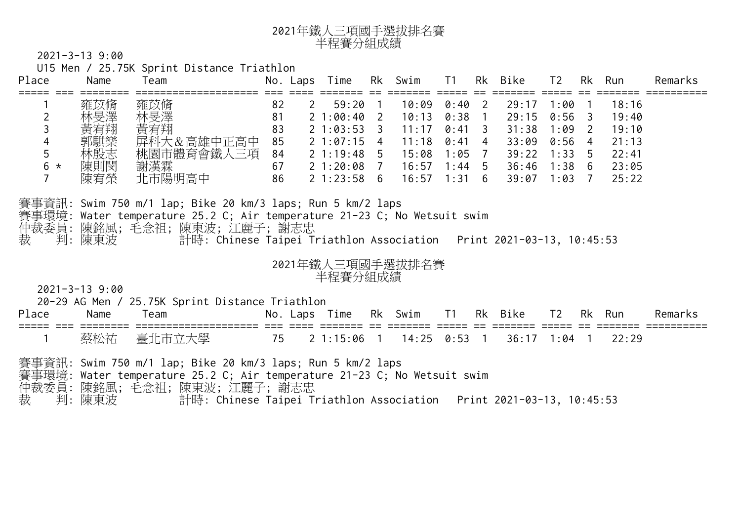# 2021年鐵人三項國手選拔排名賽
## 半程賽分組成績

2021-3-13 9:00

U15 Men / 25.75K Sprint Distance Triathlon

| Place | | Name | Team | No. | Laps | Time | Rk | Swim | T1 | Rk | Bike | T2 | Rk | Run | Remarks |
|---|---|---|---|---|---|---|---|---|---|---|---|---|---|---|---|
| 1 | | 雍苡脩 | 雍苡脩 | 82 | 2 | 59:20 | 1 | 10:09 | 0:40 | 2 | 29:17 | 1:00 | 1 | 18:16 | |
| 2 | | 林旻澤 | 林旻澤 | 81 | 2 | 1:00:40 | 2 | 10:13 | 0:38 | 1 | 29:15 | 0:56 | 3 | 19:40 | |
| 3 | | 黃宥翔 | 黃宥翔 | 83 | 2 | 1:03:53 | 3 | 11:17 | 0:41 | 3 | 31:38 | 1:09 | 2 | 19:10 | |
| 4 | | 郭騏樂 | 屏科大＆高雄中正高中 | 85 | 2 | 1:07:15 | 4 | 11:18 | 0:41 | 4 | 33:09 | 0:56 | 4 | 21:13 | |
| 5 | | 林殷志 | 桃園市體育會鐵人三項 | 84 | 2 | 1:19:48 | 5 | 15:08 | 1:05 | 7 | 39:22 | 1:33 | 5 | 22:41 | |
| 6 | * | 陳則閔 | 謝漢霖 | 67 | 2 | 1:20:08 | 7 | 16:57 | 1:44 | 5 | 36:46 | 1:38 | 6 | 23:05 | |
| 7 | | 陳宥榮 | 北市陽明高中 | 86 | 2 | 1:23:58 | 6 | 16:57 | 1:31 | 6 | 39:07 | 1:03 | 7 | 25:22 | |

賽事資訊: Swim 750 m/1 lap; Bike 20 km/3 laps; Run 5 km/2 laps
賽事環境: Water temperature 25.2 C; Air temperature 21-23 C; No Wetsuit swim
仲裁委員: 陳銘風; 毛念祖; 陳東波; 江麗子; 謝志忠
裁　判: 陳東波　　計時: Chinese Taipei Triathlon Association　Print 2021-03-13, 10:45:53

# 2021年鐵人三項國手選拔排名賽
## 半程賽分組成績

2021-3-13 9:00

20-29 AG Men / 25.75K Sprint Distance Triathlon

| Place | | Name | Team | No. | Laps | Time | Rk | Swim | T1 | Rk | Bike | T2 | Rk | Run | Remarks |
|---|---|---|---|---|---|---|---|---|---|---|---|---|---|---|---|
| 1 | | 蔡松祐 | 臺北市立大學 | 75 | 2 | 1:15:06 | 1 | 14:25 | 0:53 | 1 | 36:17 | 1:04 | 1 | 22:29 | |

賽事資訊: Swim 750 m/1 lap; Bike 20 km/3 laps; Run 5 km/2 laps
賽事環境: Water temperature 25.2 C; Air temperature 21-23 C; No Wetsuit swim
仲裁委員: 陳銘風; 毛念祖; 陳東波; 江麗子; 謝志忠
裁　判: 陳東波　　計時: Chinese Taipei Triathlon Association　Print 2021-03-13, 10:45:53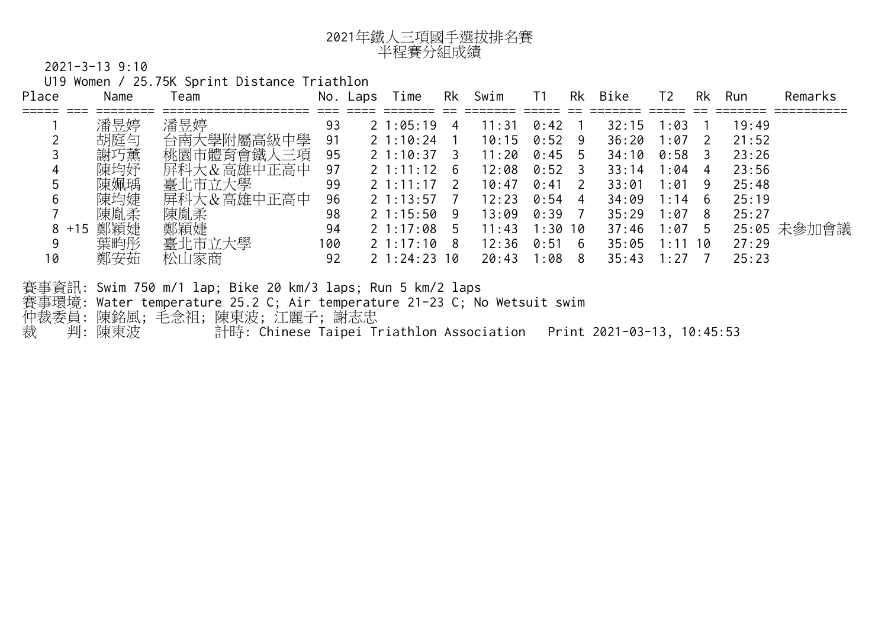# 2021年鐵人三項國手選拔排名賽
## 半程賽分組成績

2021-3-13 9:10

U19 Women / 25.75K Sprint Distance Triathlon

| Place | | Name | Team | No. | Laps | Time | Rk | Swim | T1 | Rk | Bike | T2 | Rk | Run | Remarks |
|---|---|---|---|---|---|---|---|---|---|---|---|---|---|---|---|
| 1 | | 潘昱婷 | 潘昱婷 | 93 | 2 | 1:05:19 | 4 | 11:31 | 0:42 | 1 | 32:15 | 1:03 | 1 | 19:49 | |
| 2 | | 胡庭匀 | 台南大學附屬高級中學 | 91 | 2 | 1:10:24 | 1 | 10:15 | 0:52 | 9 | 36:20 | 1:07 | 2 | 21:52 | |
| 3 | | 謝巧薰 | 桃園市體育會鐵人三項 | 95 | 2 | 1:10:37 | 3 | 11:20 | 0:45 | 5 | 34:10 | 0:58 | 3 | 23:26 | |
| 4 | | 陳均妤 | 屏科大＆高雄中正高中 | 97 | 2 | 1:11:12 | 6 | 12:08 | 0:52 | 3 | 33:14 | 1:04 | 4 | 23:56 | |
| 5 | | 陳姵瑀 | 臺北市立大學 | 99 | 2 | 1:11:17 | 2 | 10:47 | 0:41 | 2 | 33:01 | 1:01 | 9 | 25:48 | |
| 6 | | 陳均婕 | 屏科大＆高雄中正高中 | 96 | 2 | 1:13:57 | 7 | 12:23 | 0:54 | 4 | 34:09 | 1:14 | 6 | 25:19 | |
| 7 | | 陳胤柔 | 陳胤柔 | 98 | 2 | 1:15:50 | 9 | 13:09 | 0:39 | 7 | 35:29 | 1:07 | 8 | 25:27 | |
| 8 | +15 | 鄭穎婕 | 鄭穎婕 | 94 | 2 | 1:17:08 | 5 | 11:43 | 1:30 | 10 | 37:46 | 1:07 | 5 | 25:05 | 未參加會議 |
| 9 | | 葉昀彤 | 臺北市立大學 | 100 | 2 | 1:17:10 | 8 | 12:36 | 0:51 | 6 | 35:05 | 1:11 | 10 | 27:29 | |
| 10 | | 鄭安茹 | 松山家商 | 92 | 2 | 1:24:23 | 10 | 20:43 | 1:08 | 8 | 35:43 | 1:27 | 7 | 25:23 | |

賽事資訊: Swim 750 m/1 lap; Bike 20 km/3 laps; Run 5 km/2 laps

賽事環境: Water temperature 25.2 C; Air temperature 21-23 C; No Wetsuit swim

仲裁委員: 陳銘風; 毛念祖; 陳東波; 江麗子; 謝志忠

裁　　判: 陳東波　　　計時: Chinese Taipei Triathlon Association　Print 2021-03-13, 10:45:53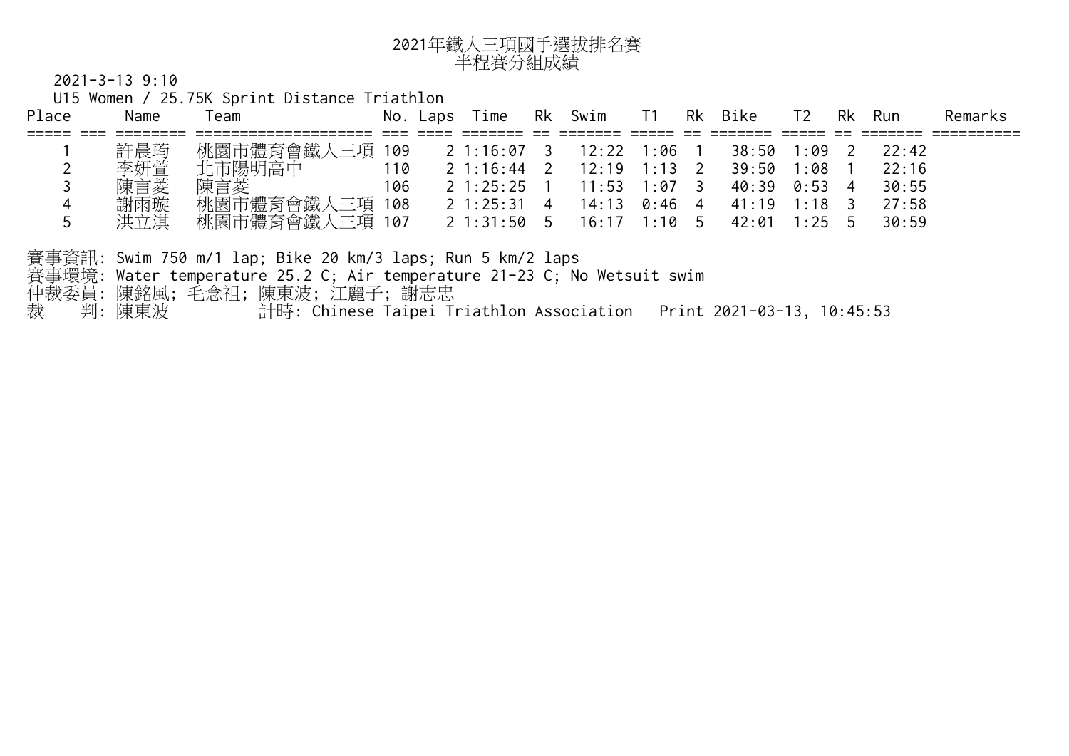# 2021年鐵人三項國手選拔排名賽
## 半程賽分組成績

2021-3-13 9:10

U15 Women / 25.75K Sprint Distance Triathlon

| Place | Name | Team | No. | Laps | Time | Rk | Swim | T1 | Rk | Bike | T2 | Rk | Run | Remarks |
|---|---|---|---|---|---|---|---|---|---|---|---|---|---|---|
| 1 | 許晨筠 | 桃園市體育會鐵人三項 | 109 | 2 | 1:16:07 | 3 | 12:22 | 1:06 | 1 | 38:50 | 1:09 | 2 | 22:42 | |
| 2 | 李妍萱 | 北市陽明高中 | 110 | 2 | 1:16:44 | 2 | 12:19 | 1:13 | 2 | 39:50 | 1:08 | 1 | 22:16 | |
| 3 | 陳言菱 | 陳言菱 | 106 | 2 | 1:25:25 | 1 | 11:53 | 1:07 | 3 | 40:39 | 0:53 | 4 | 30:55 | |
| 4 | 謝雨璇 | 桃園市體育會鐵人三項 | 108 | 2 | 1:25:31 | 4 | 14:13 | 0:46 | 4 | 41:19 | 1:18 | 3 | 27:58 | |
| 5 | 洪立淇 | 桃園市體育會鐵人三項 | 107 | 2 | 1:31:50 | 5 | 16:17 | 1:10 | 5 | 42:01 | 1:25 | 5 | 30:59 | |

賽事資訊: Swim 750 m/1 lap; Bike 20 km/3 laps; Run 5 km/2 laps

賽事環境: Water temperature 25.2 C; Air temperature 21-23 C; No Wetsuit swim

仲裁委員: 陳銘風; 毛念祖; 陳東波; 江麗子; 謝志忠

裁　　判: 陳東波　　計時: Chinese Taipei Triathlon Association　Print 2021-03-13, 10:45:53